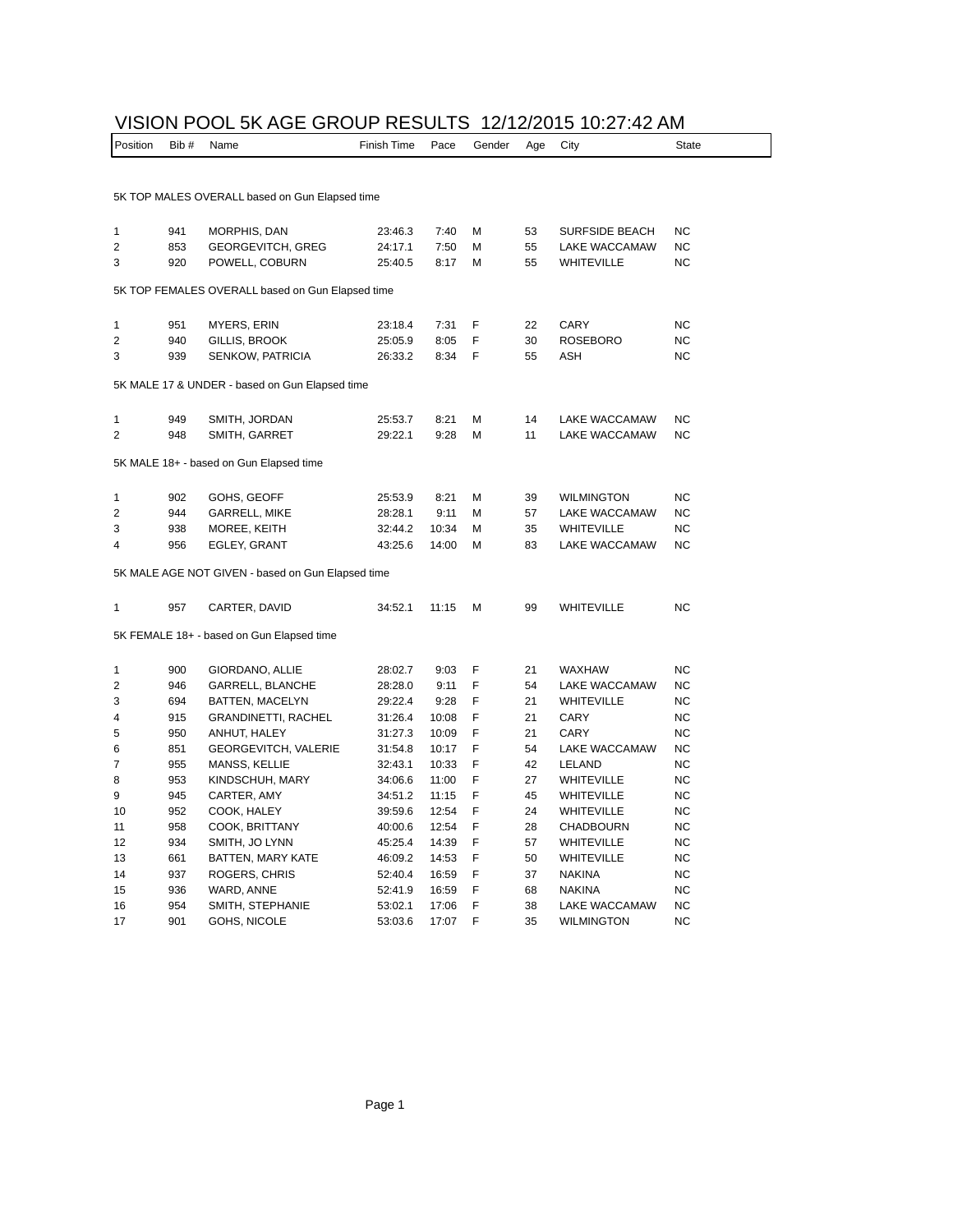# VISION POOL 5K AGE GROUP RESULTS 12/12/2015 10:27:42 AM

| Position | Bib # | Name | Finish Time | Pace | Gender | Age | City | State |
|---|---|---|---|---|---|---|---|---|
| **5K TOP MALES OVERALL based on Gun Elapsed time** | | | | | | | | |
| 1 | 941 | MORPHIS, DAN | 23:46.3 | 7:40 | M | 53 | SURFSIDE BEACH | NC |
| 2 | 853 | GEORGEVITCH, GREG | 24:17.1 | 7:50 | M | 55 | LAKE WACCAMAW | NC |
| 3 | 920 | POWELL, COBURN | 25:40.5 | 8:17 | M | 55 | WHITEVILLE | NC |
| **5K TOP FEMALES OVERALL based on Gun Elapsed time** | | | | | | | | |
| 1 | 951 | MYERS, ERIN | 23:18.4 | 7:31 | F | 22 | CARY | NC |
| 2 | 940 | GILLIS, BROOK | 25:05.9 | 8:05 | F | 30 | ROSEBORO | NC |
| 3 | 939 | SENKOW, PATRICIA | 26:33.2 | 8:34 | F | 55 | ASH | NC |
| **5K MALE 17 & UNDER - based on Gun Elapsed time** | | | | | | | | |
| 1 | 949 | SMITH, JORDAN | 25:53.7 | 8:21 | M | 14 | LAKE WACCAMAW | NC |
| 2 | 948 | SMITH, GARRET | 29:22.1 | 9:28 | M | 11 | LAKE WACCAMAW | NC |
| **5K MALE 18+ - based on Gun Elapsed time** | | | | | | | | |
| 1 | 902 | GOHS, GEOFF | 25:53.9 | 8:21 | M | 39 | WILMINGTON | NC |
| 2 | 944 | GARRELL, MIKE | 28:28.1 | 9:11 | M | 57 | LAKE WACCAMAW | NC |
| 3 | 938 | MOREE, KEITH | 32:44.2 | 10:34 | M | 35 | WHITEVILLE | NC |
| 4 | 956 | EGLEY, GRANT | 43:25.6 | 14:00 | M | 83 | LAKE WACCAMAW | NC |
| **5K MALE AGE NOT GIVEN - based on Gun Elapsed time** | | | | | | | | |
| 1 | 957 | CARTER, DAVID | 34:52.1 | 11:15 | M | 99 | WHITEVILLE | NC |
| **5K FEMALE 18+ - based on Gun Elapsed time** | | | | | | | | |
| 1 | 900 | GIORDANO, ALLIE | 28:02.7 | 9:03 | F | 21 | WAXHAW | NC |
| 2 | 946 | GARRELL, BLANCHE | 28:28.0 | 9:11 | F | 54 | LAKE WACCAMAW | NC |
| 3 | 694 | BATTEN, MACELYN | 29:22.4 | 9:28 | F | 21 | WHITEVILLE | NC |
| 4 | 915 | GRANDINETTI, RACHEL | 31:26.4 | 10:08 | F | 21 | CARY | NC |
| 5 | 950 | ANHUT, HALEY | 31:27.3 | 10:09 | F | 21 | CARY | NC |
| 6 | 851 | GEORGEVITCH, VALERIE | 31:54.8 | 10:17 | F | 54 | LAKE WACCAMAW | NC |
| 7 | 955 | MANSS, KELLIE | 32:43.1 | 10:33 | F | 42 | LELAND | NC |
| 8 | 953 | KINDSCHUH, MARY | 34:06.6 | 11:00 | F | 27 | WHITEVILLE | NC |
| 9 | 945 | CARTER, AMY | 34:51.2 | 11:15 | F | 45 | WHITEVILLE | NC |
| 10 | 952 | COOK, HALEY | 39:59.6 | 12:54 | F | 24 | WHITEVILLE | NC |
| 11 | 958 | COOK, BRITTANY | 40:00.6 | 12:54 | F | 28 | CHADBOURN | NC |
| 12 | 934 | SMITH, JO LYNN | 45:25.4 | 14:39 | F | 57 | WHITEVILLE | NC |
| 13 | 661 | BATTEN, MARY KATE | 46:09.2 | 14:53 | F | 50 | WHITEVILLE | NC |
| 14 | 937 | ROGERS, CHRIS | 52:40.4 | 16:59 | F | 37 | NAKINA | NC |
| 15 | 936 | WARD, ANNE | 52:41.9 | 16:59 | F | 68 | NAKINA | NC |
| 16 | 954 | SMITH, STEPHANIE | 53:02.1 | 17:06 | F | 38 | LAKE WACCAMAW | NC |
| 17 | 901 | GOHS, NICOLE | 53:03.6 | 17:07 | F | 35 | WILMINGTON | NC |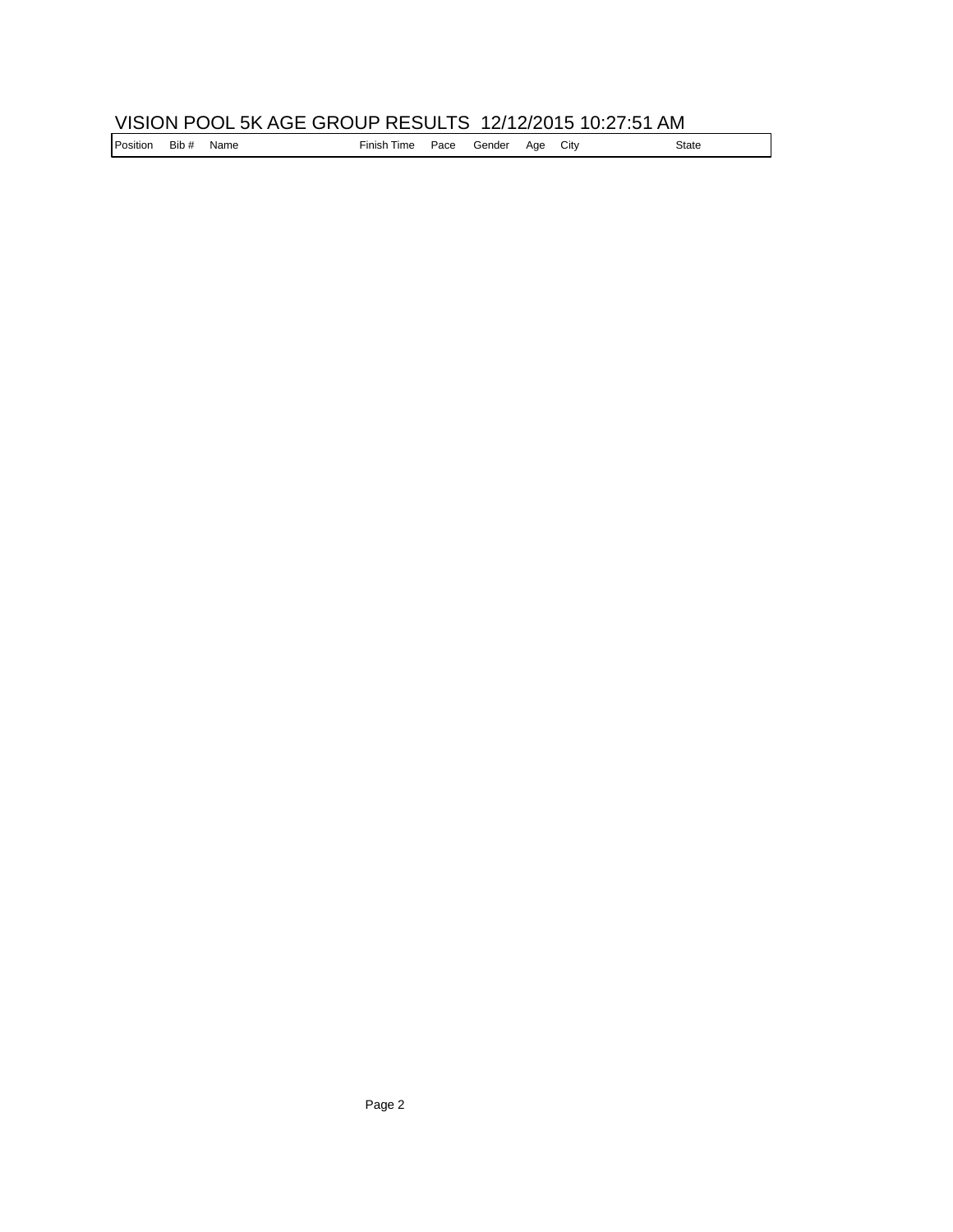# VISION POOL 5K AGE GROUP RESULTS 12/12/2015 10:27:51 AM

| Position | Bib # | Name | Finish Time | Pace | Gender | Age | City | State |
|---|---|---|---|---|---|---|---|---|